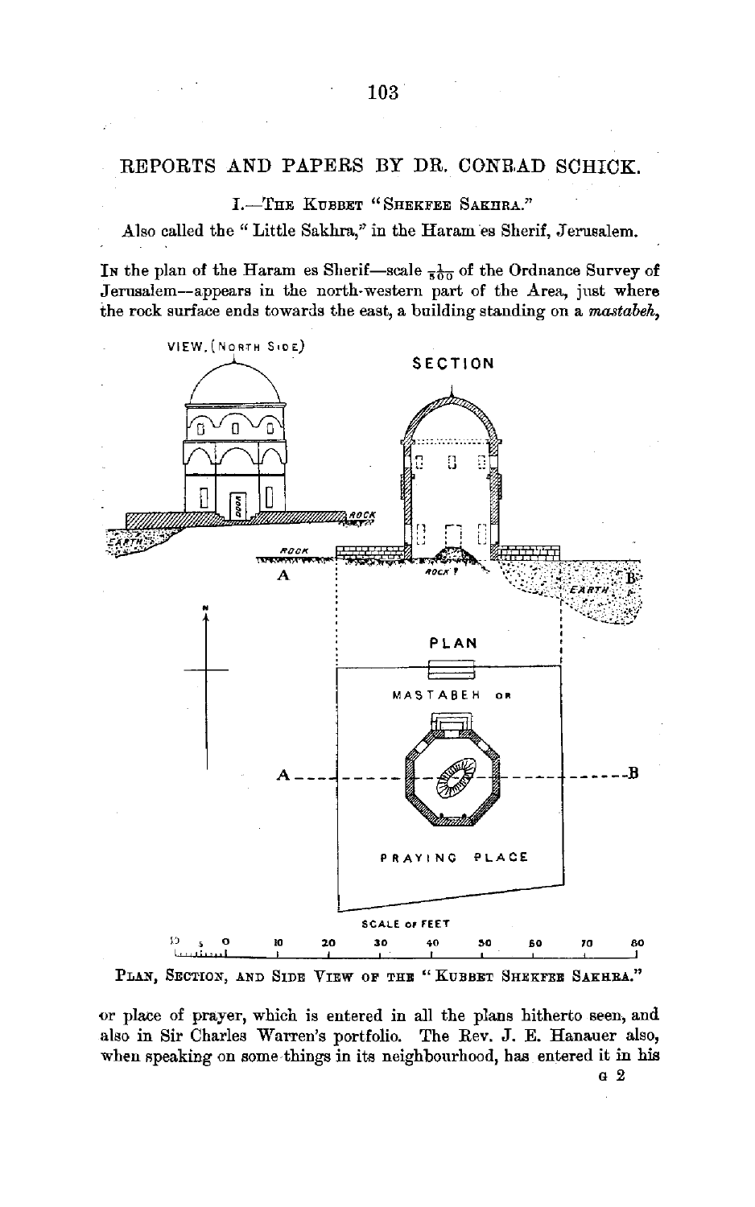# REPORTS AND PAPERS BY DR. CONRAD SCHICK.

## I.—The Kubbet "Shekfee Sakhra."

Also called the "Little Sakhra," in the Haram es Sherif, Jerusalem.

In the plan of the Haram es Sherif—scale $\frac{1}{500}$ of the Ordnance Survey of Jerusalem—appears in the north-western part of the Area, just where the rock surface ends towards the east, a building standing on a *mastabeh*,

Plan, Section, and Side View of the "Kubbet Shekfee Sakhra."

or place of prayer, which is entered in all the plans hitherto seen, and also in Sir Charles Warren's portfolio. The Rev. J. E. Hanauer also, when speaking on some things in its neighbourhood, has entered it in his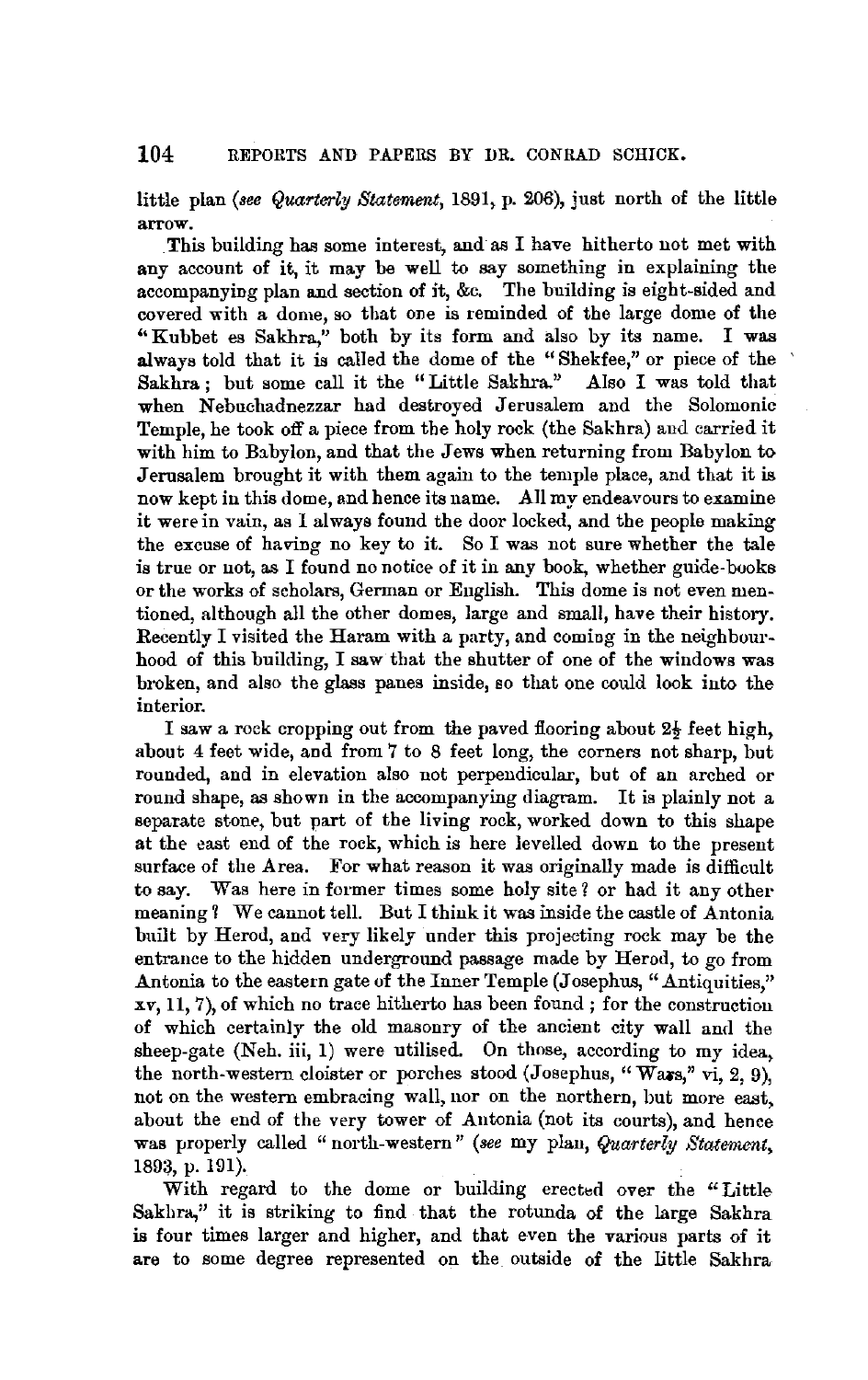little plan (*see Quarterly Statement*, 1891, p. 206), just north of the little arrow.

This building has some interest, and as I have hitherto not met with any account of it, it may be well to say something in explaining the accompanying plan and section of it, &c. The building is eight-sided and covered with a dome, so that one is reminded of the large dome of the "Kubbet es Sakhra," both by its form and also by its name. I was always told that it is called the dome of the "Shekfee," or piece of the Sakhra; but some call it the "Little Sakhra." Also I was told that when Nebuchadnezzar had destroyed Jerusalem and the Solomonic Temple, he took off a piece from the holy rock (the Sakhra) and carried it with him to Babylon, and that the Jews when returning from Babylon to Jerusalem brought it with them again to the temple place, and that it is now kept in this dome, and hence its name. All my endeavours to examine it were in vain, as I always found the door locked, and the people making the excuse of having no key to it. So I was not sure whether the tale is true or not, as I found no notice of it in any book, whether guide-books or the works of scholars, German or English. This dome is not even mentioned, although all the other domes, large and small, have their history. Recently I visited the Haram with a party, and coming in the neighbourhood of this building, I saw that the shutter of one of the windows was broken, and also the glass panes inside, so that one could look into the interior.

I saw a rock cropping out from the paved flooring about 2½ feet high, about 4 feet wide, and from 7 to 8 feet long, the corners not sharp, but rounded, and in elevation also not perpendicular, but of an arched or round shape, as shown in the accompanying diagram. It is plainly not a separate stone, but part of the living rock, worked down to this shape at the east end of the rock, which is here levelled down to the present surface of the Area. For what reason it was originally made is difficult to say. Was here in former times some holy site? or had it any other meaning? We cannot tell. But I think it was inside the castle of Antonia built by Herod, and very likely under this projecting rock may be the entrance to the hidden underground passage made by Herod, to go from Antonia to the eastern gate of the Inner Temple (Josephus, "Antiquities," xv, 11, 7), of which no trace hitherto has been found; for the construction of which certainly the old masonry of the ancient city wall and the sheep-gate (Neh. iii, 1) were utilised. On those, according to my idea, the north-western cloister or porches stood (Josephus, "Wars," vi, 2, 9), not on the western embracing wall, nor on the northern, but more east, about the end of the very tower of Antonia (not its courts), and hence was properly called "north-western" (*see* my plan, *Quarterly Statement*, 1893, p. 191).

With regard to the dome or building erected over the "Little Sakhra," it is striking to find that the rotunda of the large Sakhra is four times larger and higher, and that even the various parts of it are to some degree represented on the outside of the little Sakhra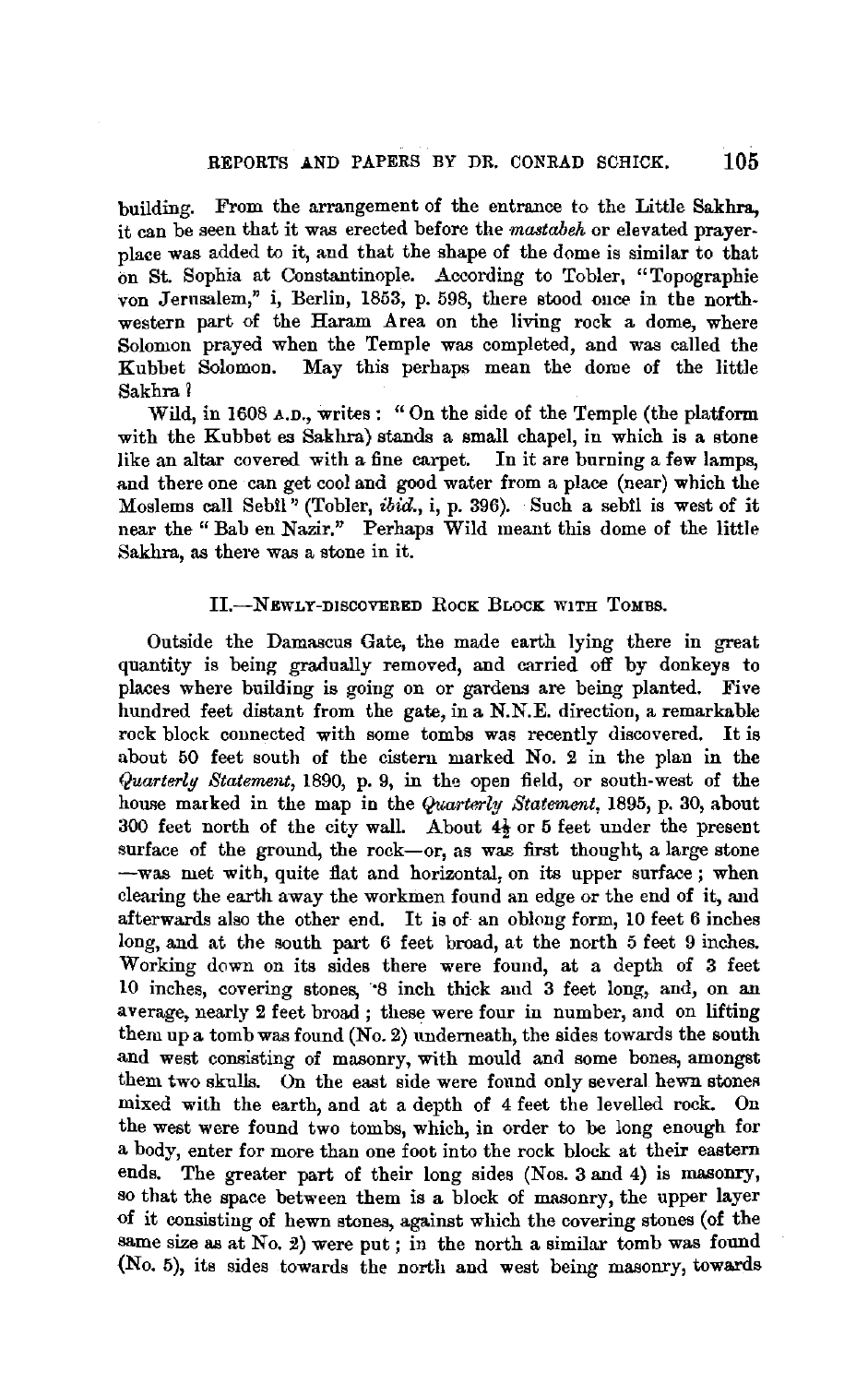building. From the arrangement of the entrance to the Little Sakhra, it can be seen that it was erected before the *mastabeh* or elevated prayer-place was added to it, and that the shape of the dome is similar to that on St. Sophia at Constantinople. According to Tobler, "Topographie von Jerusalem," i, Berlin, 1853, p. 598, there stood once in the north-western part of the Haram Area on the living rock a dome, where Solomon prayed when the Temple was completed, and was called the Kubbet Solomon. May this perhaps mean the dome of the little Sakhra?

Wild, in 1608 A.D., writes: "On the side of the Temple (the platform with the Kubbet es Sakhra) stands a small chapel, in which is a stone like an altar covered with a fine carpet. In it are burning a few lamps, and there one can get cool and good water from a place (near) which the Moslems call Sebîl" (Tobler, *ibid.*, i, p. 396). Such a sebîl is west of it near the "Bab en Nazir." Perhaps Wild meant this dome of the little Sakhra, as there was a stone in it.

## II.—Newly-discovered Rock Block with Tombs.

Outside the Damascus Gate, the made earth lying there in great quantity is being gradually removed, and carried off by donkeys to places where building is going on or gardens are being planted. Five hundred feet distant from the gate, in a N.N.E. direction, a remarkable rock block connected with some tombs was recently discovered. It is about 50 feet south of the cistern marked No. 2 in the plan in the *Quarterly Statement*, 1890, p. 9, in the open field, or south-west of the house marked in the map in the *Quarterly Statement*, 1895, p. 30, about 300 feet north of the city wall. About 4½ or 5 feet under the present surface of the ground, the rock—or, as was first thought, a large stone—was met with, quite flat and horizontal, on its upper surface; when clearing the earth away the workmen found an edge or the end of it, and afterwards also the other end. It is of an oblong form, 10 feet 6 inches long, and at the south part 6 feet broad, at the north 5 feet 9 inches. Working down on its sides there were found, at a depth of 3 feet 10 inches, covering stones, ·8 inch thick and 3 feet long, and, on an average, nearly 2 feet broad; these were four in number, and on lifting them up a tomb was found (No. 2) underneath, the sides towards the south and west consisting of masonry, with mould and some bones, amongst them two skulls. On the east side were found only several hewn stones mixed with the earth, and at a depth of 4 feet the levelled rock. On the west were found two tombs, which, in order to be long enough for a body, enter for more than one foot into the rock block at their eastern ends. The greater part of their long sides (Nos. 3 and 4) is masonry, so that the space between them is a block of masonry, the upper layer of it consisting of hewn stones, against which the covering stones (of the same size as at No. 2) were put; in the north a similar tomb was found (No. 5), its sides towards the north and west being masonry, towards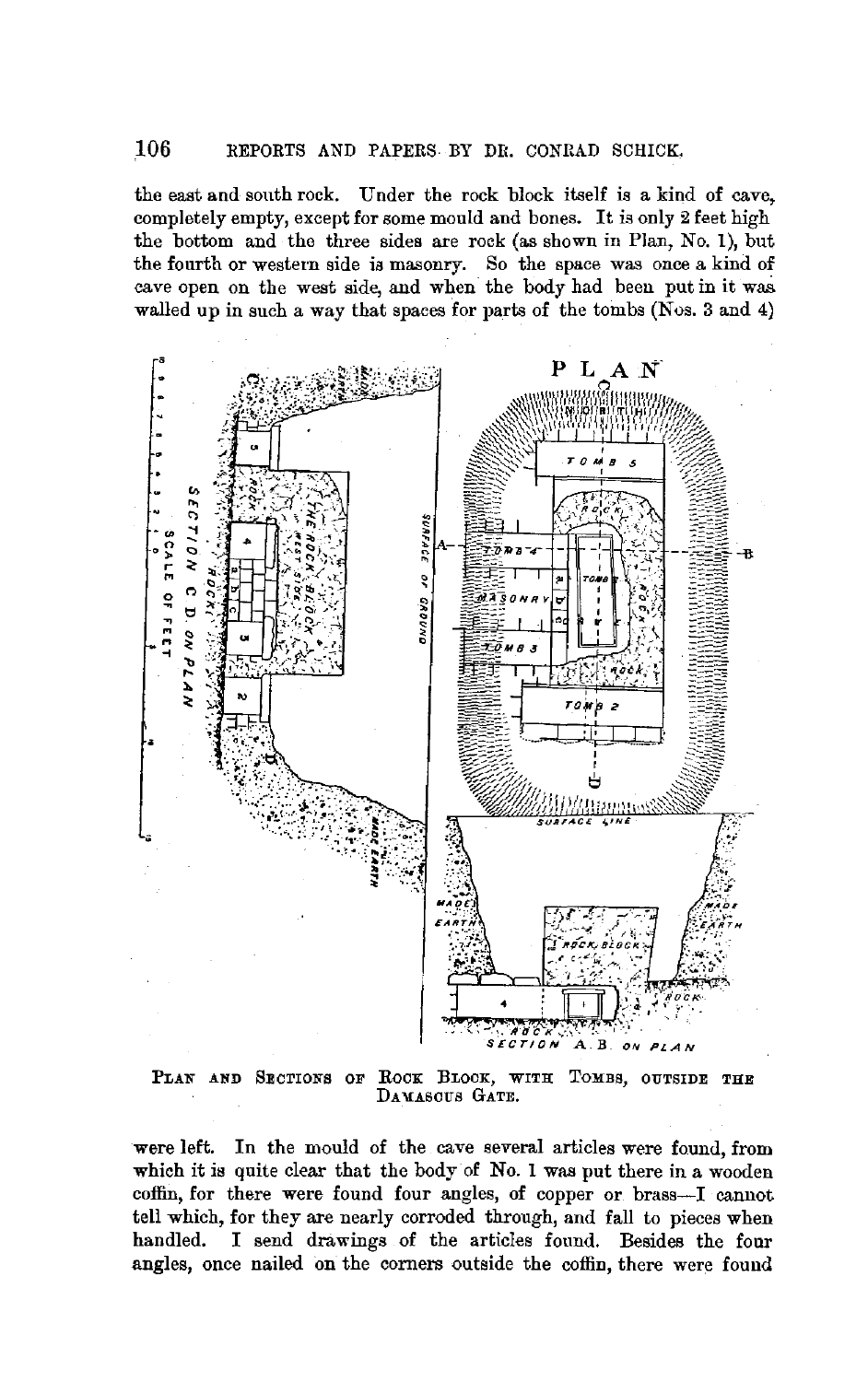the east and south rock. Under the rock block itself is a kind of cave, completely empty, except for some mould and bones. It is only 2 feet high the bottom and the three sides are rock (as shown in Plan, No. 1), but the fourth or western side is masonry. So the space was once a kind of cave open on the west side, and when the body had been put in it was walled up in such a way that spaces for parts of the tombs (Nos. 3 and 4)

PLAN AND SECTIONS OF ROCK BLOCK, WITH TOMBS, OUTSIDE THE DAMASCUS GATE.

were left. In the mould of the cave several articles were found, from which it is quite clear that the body of No. 1 was put there in a wooden coffin, for there were found four angles, of copper or brass—I cannot tell which, for they are nearly corroded through, and fall to pieces when handled. I send drawings of the articles found. Besides the four angles, once nailed on the corners outside the coffin, there were found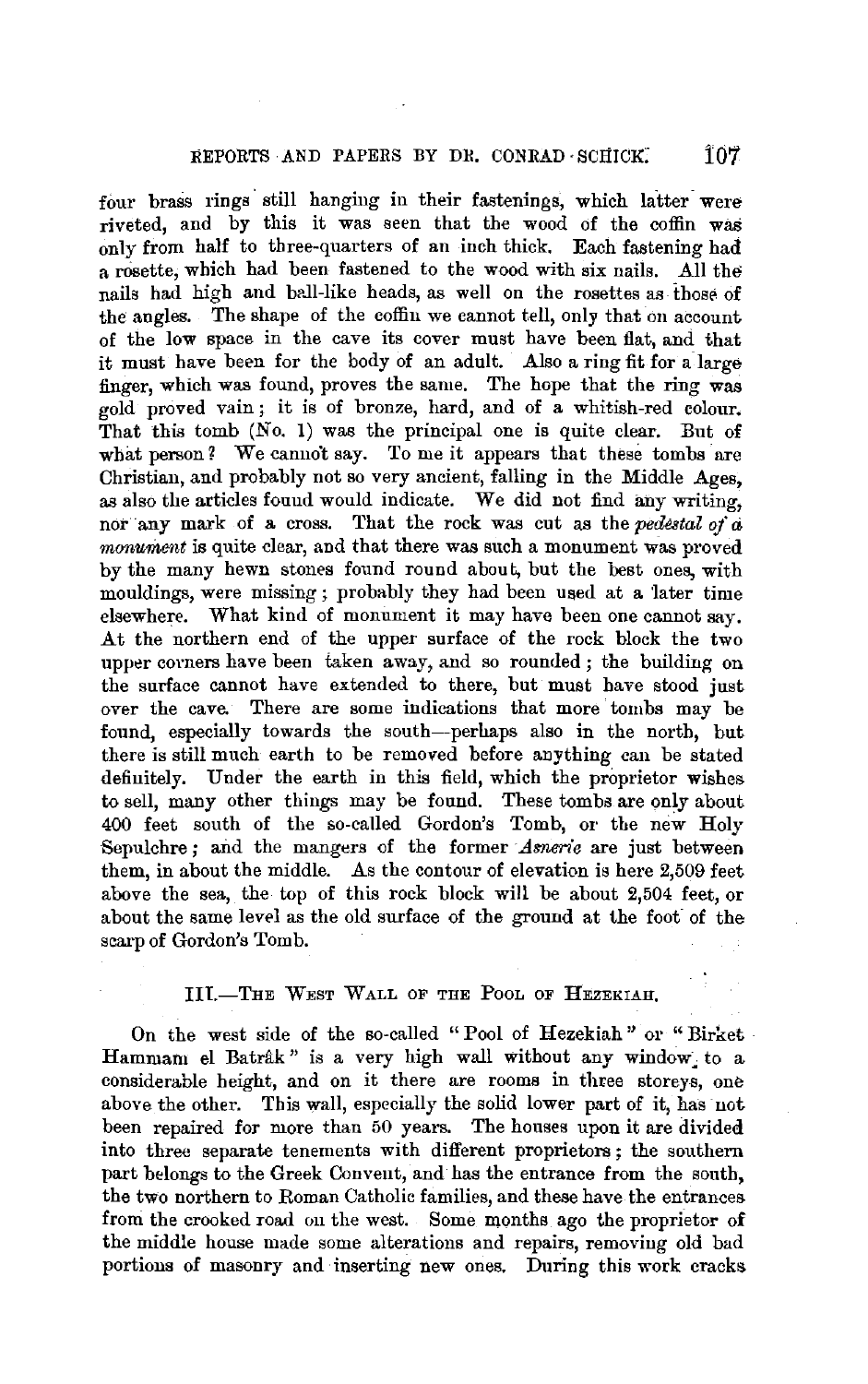four brass rings still hanging in their fastenings, which latter were riveted, and by this it was seen that the wood of the coffin was only from half to three-quarters of an inch thick. Each fastening had a rosette, which had been fastened to the wood with six nails. All the nails had high and ball-like heads, as well on the rosettes as those of the angles. The shape of the coffin we cannot tell, only that on account of the low space in the cave its cover must have been flat, and that it must have been for the body of an adult. Also a ring fit for a large finger, which was found, proves the same. The hope that the ring was gold proved vain; it is of bronze, hard, and of a whitish-red colour. That this tomb (No. 1) was the principal one is quite clear. But of what person? We cannot say. To me it appears that these tombs are Christian, and probably not so very ancient, falling in the Middle Ages, as also the articles found would indicate. We did not find any writing, nor any mark of a cross. That the rock was cut as the *pedestal of a monument* is quite clear, and that there was such a monument was proved by the many hewn stones found round about, but the best ones, with mouldings, were missing; probably they had been used at a later time elsewhere. What kind of monument it may have been one cannot say. At the northern end of the upper surface of the rock block the two upper corners have been taken away, and so rounded; the building on the surface cannot have extended to there, but must have stood just over the cave. There are some indications that more tombs may be found, especially towards the south—perhaps also in the north, but there is still much earth to be removed before anything can be stated definitely. Under the earth in this field, which the proprietor wishes to sell, many other things may be found. These tombs are only about 400 feet south of the so-called Gordon's Tomb, or the new Holy Sepulchre; and the mangers of the former *Asnerie* are just between them, in about the middle. As the contour of elevation is here 2,509 feet above the sea, the top of this rock block will be about 2,504 feet, or about the same level as the old surface of the ground at the foot of the scarp of Gordon's Tomb.

## III.—The West Wall of the Pool of Hezekiah.

On the west side of the so-called "Pool of Hezekiah" or "Birket Hammam el Batrâk" is a very high wall without any window to a considerable height, and on it there are rooms in three storeys, one above the other. This wall, especially the solid lower part of it, has not been repaired for more than 50 years. The houses upon it are divided into three separate tenements with different proprietors; the southern part belongs to the Greek Convent, and has the entrance from the south, the two northern to Roman Catholic families, and these have the entrances from the crooked road on the west. Some months ago the proprietor of the middle house made some alterations and repairs, removing old bad portions of masonry and inserting new ones. During this work cracks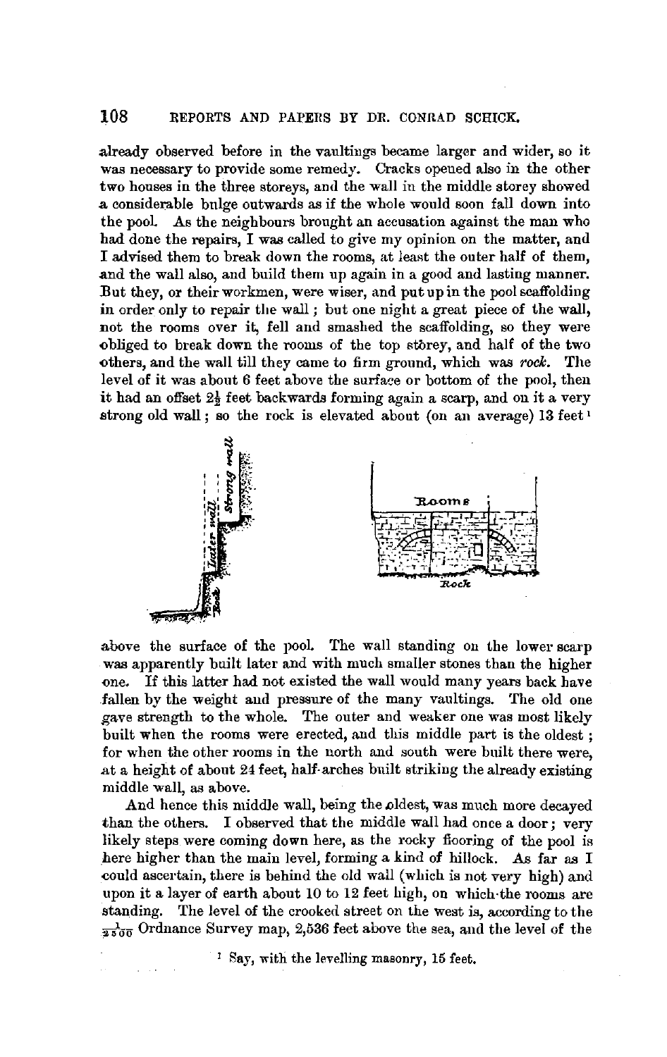already observed before in the vaultings became larger and wider, so it was necessary to provide some remedy. Cracks opened also in the other two houses in the three storeys, and the wall in the middle storey showed a considerable bulge outwards as if the whole would soon fall down into the pool. As the neighbours brought an accusation against the man who had done the repairs, I was called to give my opinion on the matter, and I advised them to break down the rooms, at least the outer half of them, and the wall also, and build them up again in a good and lasting manner. But they, or their workmen, were wiser, and put up in the pool scaffolding in order only to repair the wall; but one night a great piece of the wall, not the rooms over it, fell and smashed the scaffolding, so they were obliged to break down the rooms of the top störey, and half of the two others, and the wall till they came to firm ground, which was *rock*. The level of it was about 6 feet above the surface or bottom of the pool, then it had an offset $2\frac{1}{2}$ feet backwards forming again a scarp, and on it a very strong old wall; so the rock is elevated about (on an average) 13 feet[1] above the surface of the pool. The wall standing on the lower scarp was apparently built later and with much smaller stones than the higher one. If this latter had not existed the wall would many years back have fallen by the weight and pressure of the many vaultings. The old one gave strength to the whole. The outer and weaker one was most likely built when the rooms were erected, and this middle part is the oldest; for when the other rooms in the north and south were built there were, at a height of about 24 feet, half-arches built striking the already existing middle wall, as above.

And hence this middle wall, being the oldest, was much more decayed than the others. I observed that the middle wall had once a door; very likely steps were coming down here, as the rocky flooring of the pool is here higher than the main level, forming a kind of hillock. As far as I could ascertain, there is behind the old wall (which is not very high) and upon it a layer of earth about 10 to 12 feet high, on which the rooms are standing. The level of the crooked street on the west is, according to the $\frac{1}{2500}$ Ordnance Survey map, 2,536 feet above the sea, and the level of the

[1] Say, with the levelling masonry, 15 feet.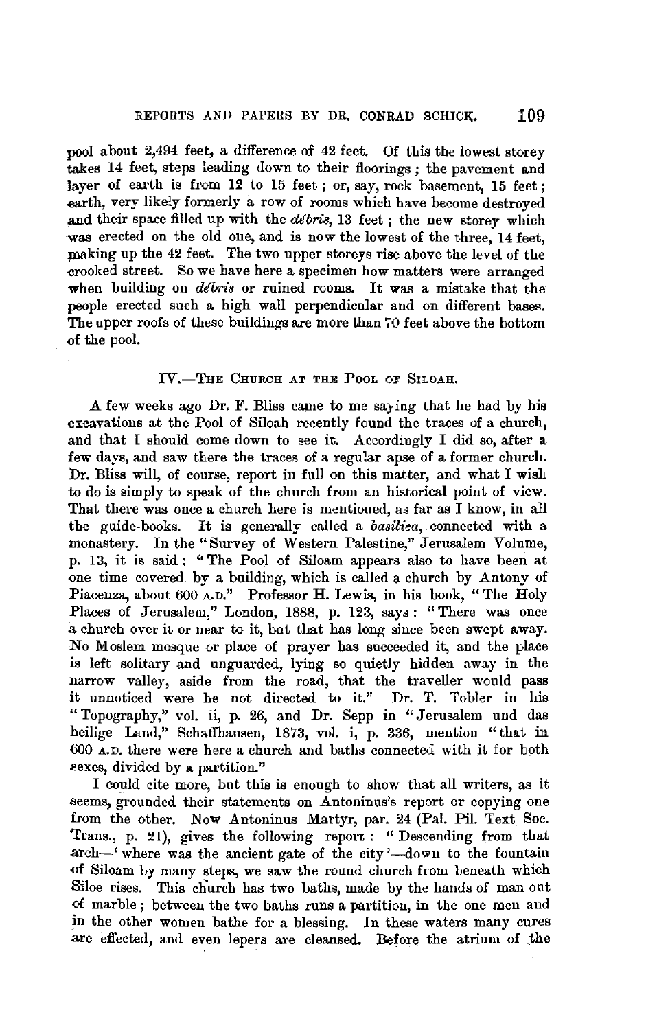pool about 2,494 feet, a difference of 42 feet. Of this the lowest storey takes 14 feet, steps leading down to their floorings; the pavement and layer of earth is from 12 to 15 feet; or, say, rock basement, 15 feet; earth, very likely formerly a row of rooms which have become destroyed and their space filled up with the *débris*, 13 feet; the new storey which was erected on the old one, and is now the lowest of the three, 14 feet, making up the 42 feet. The two upper storeys rise above the level of the crooked street. So we have here a specimen how matters were arranged when building on *débris* or ruined rooms. It was a mistake that the people erected such a high wall perpendicular and on different bases. The upper roofs of these buildings are more than 70 feet above the bottom of the pool.

## IV.—The Church at the Pool of Siloah.

A few weeks ago Dr. F. Bliss came to me saying that he had by his excavations at the Pool of Siloah recently found the traces of a church, and that I should come down to see it. Accordingly I did so, after a few days, and saw there the traces of a regular apse of a former church. Dr. Bliss will, of course, report in full on this matter, and what I wish to do is simply to speak of the church from an historical point of view. That there was once a church here is mentioned, as far as I know, in all the guide-books. It is generally called a *basilica*, connected with a monastery. In the "Survey of Western Palestine," Jerusalem Volume, p. 13, it is said: "The Pool of Siloam appears also to have been at one time covered by a building, which is called a church by Antony of Piacenza, about 600 A.D." Professor H. Lewis, in his book, "The Holy Places of Jerusalem," London, 1888, p. 123, says: "There was once a church over it or near to it, but that has long since been swept away. No Moslem mosque or place of prayer has succeeded it, and the place is left solitary and unguarded, lying so quietly hidden away in the narrow valley, aside from the road, that the traveller would pass it unnoticed were he not directed to it." Dr. T. Tobler in his "Topography," vol. ii, p. 26, and Dr. Sepp in "Jerusalem und das heilige Land," Schaffhausen, 1873, vol. i, p. 336, mention "that in 600 A.D. there were here a church and baths connected with it for both sexes, divided by a partition."

I could cite more, but this is enough to show that all writers, as it seems, grounded their statements on Antoninus's report or copying one from the other. Now Antoninus Martyr, par. 24 (Pal. Pil. Text Soc. Trans., p. 21), gives the following report: "Descending from that arch—'where was the ancient gate of the city'—down to the fountain of Siloam by many steps, we saw the round church from beneath which Siloe rises. This church has two baths, made by the hands of man out of marble; between the two baths runs a partition, in the one men and in the other women bathe for a blessing. In these waters many cures are effected, and even lepers are cleansed. Before the atrium of the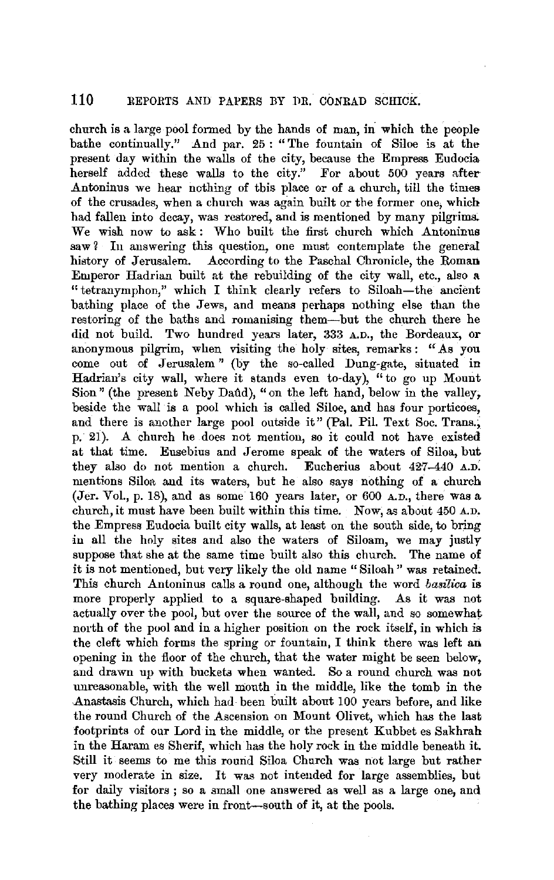church is a large pool formed by the hands of man, in which the people bathe continually." And par. 25: "The fountain of Siloe is at the present day within the walls of the city, because the Empress Eudocia herself added these walls to the city." For about 500 years after Antoninus we hear nothing of this place or of a church, till the times of the crusades, when a church was again built or the former one, which had fallen into decay, was restored, and is mentioned by many pilgrims. We wish now to ask: Who built the first church which Antoninus saw? In answering this question, one must contemplate the general history of Jerusalem. According to the Paschal Chronicle, the Roman Emperor Hadrian built at the rebuilding of the city wall, etc., also a "tetranymphon," which I think clearly refers to Siloah—the ancient bathing place of the Jews, and means perhaps nothing else than the restoring of the baths and romanising them—but the church there he did not build. Two hundred years later, 333 A.D., the Bordeaux, or anonymous pilgrim, when visiting the holy sites, remarks: "As you come out of Jerusalem" (by the so-called Dung-gate, situated in Hadrian's city wall, where it stands even to-day), "to go up Mount Sion" (the present Neby Daûd), "on the left hand, below in the valley, beside the wall is a pool which is called Siloe, and has four porticoes, and there is another large pool outside it" (Pal. Pil. Text Soc. Trans., p. 21). A church he does not mention, so it could not have existed at that time. Eusebius and Jerome speak of the waters of Siloa, but they also do not mention a church. Eucherius about 427–440 A.D. mentions Siloa and its waters, but he also says nothing of a church (Jer. Vol., p. 18), and as some 160 years later, or 600 A.D., there was a church, it must have been built within this time. Now, as about 450 A.D. the Empress Eudocia built city walls, at least on the south side, to bring in all the holy sites and also the waters of Siloam, we may justly suppose that she at the same time built also this church. The name of it is not mentioned, but very likely the old name "Siloah" was retained. This church Antoninus calls a round one, although the word *basilica* is more properly applied to a square-shaped building. As it was not actually over the pool, but over the source of the wall, and so somewhat north of the pool and in a higher position on the rock itself, in which is the cleft which forms the spring or fountain, I think there was left an opening in the floor of the church, that the water might be seen below, and drawn up with buckets when wanted. So a round church was not unreasonable, with the well mouth in the middle, like the tomb in the Anastasis Church, which had been built about 100 years before, and like the round Church of the Ascension on Mount Olivet, which has the last footprints of our Lord in the middle, or the present Kubbet es Sakhrah in the Haram es Sherif, which has the holy rock in the middle beneath it. Still it seems to me this round Siloa Church was not large but rather very moderate in size. It was not intended for large assemblies, but for daily visitors; so a small one answered as well as a large one, and the bathing places were in front—south of it, at the pools.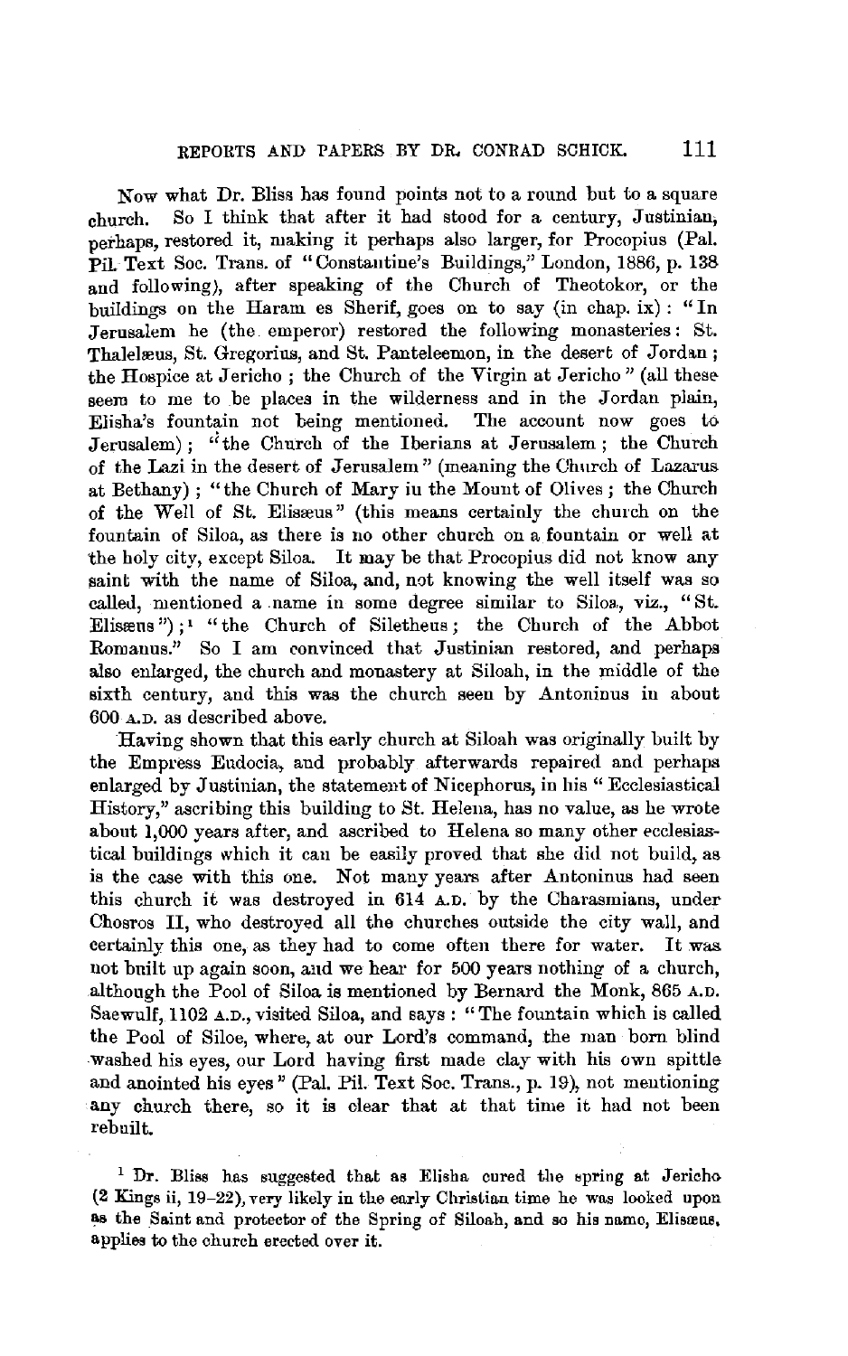Now what Dr. Bliss has found points not to a round but to a square church. So I think that after it had stood for a century, Justinian, perhaps, restored it, making it perhaps also larger, for Procopius (Pal. Pil. Text Soc. Trans. of "Constantine's Buildings," London, 1886, p. 138 and following), after speaking of the Church of Theotokor, or the buildings on the Haram es Sherif, goes on to say (in chap. ix): "In Jerusalem he (the emperor) restored the following monasteries: St. Thalelæus, St. Gregorius, and St. Panteleemon, in the desert of Jordan; the Hospice at Jericho; the Church of the Virgin at Jericho" (all these seem to me to be places in the wilderness and in the Jordan plain, Elisha's fountain not being mentioned. The account now goes to Jerusalem); "the Church of the Iberians at Jerusalem; the Church of the Lazi in the desert of Jerusalem" (meaning the Church of Lazarus at Bethany); "the Church of Mary in the Mount of Olives; the Church of the Well of St. Elisæus" (this means certainly the church on the fountain of Siloa, as there is no other church on a fountain or well at the holy city, except Siloa. It may be that Procopius did not know any saint with the name of Siloa, and, not knowing the well itself was so called, mentioned a name in some degree similar to Siloa, viz., "St. Elisæus"); [1] "the Church of Siletheus; the Church of the Abbot Romanus." So I am convinced that Justinian restored, and perhaps also enlarged, the church and monastery at Siloah, in the middle of the sixth century, and this was the church seen by Antoninus in about 600 A.D. as described above.

Having shown that this early church at Siloah was originally built by the Empress Eudocia, and probably afterwards repaired and perhaps enlarged by Justinian, the statement of Nicephorus, in his "Ecclesiastical History," ascribing this building to St. Helena, has no value, as he wrote about 1,000 years after, and ascribed to Helena so many other ecclesiastical buildings which it can be easily proved that she did not build, as is the case with this one. Not many years after Antoninus had seen this church it was destroyed in 614 A.D. by the Charasmians, under Chosros II, who destroyed all the churches outside the city wall, and certainly this one, as they had to come often there for water. It was not built up again soon, and we hear for 500 years nothing of a church, although the Pool of Siloa is mentioned by Bernard the Monk, 865 A.D. Saewulf, 1102 A.D., visited Siloa, and says: "The fountain which is called the Pool of Siloe, where, at our Lord's command, the man born blind washed his eyes, our Lord having first made clay with his own spittle and anointed his eyes" (Pal. Pil. Text Soc. Trans., p. 19), not mentioning any church there, so it is clear that at that time it had not been rebuilt.

[1] Dr. Bliss has suggested that as Elisha cured the spring at Jericho (2 Kings ii, 19–22), very likely in the early Christian time he was looked upon as the Saint and protector of the Spring of Siloah, and so his name, Elisæus, applies to the church erected over it.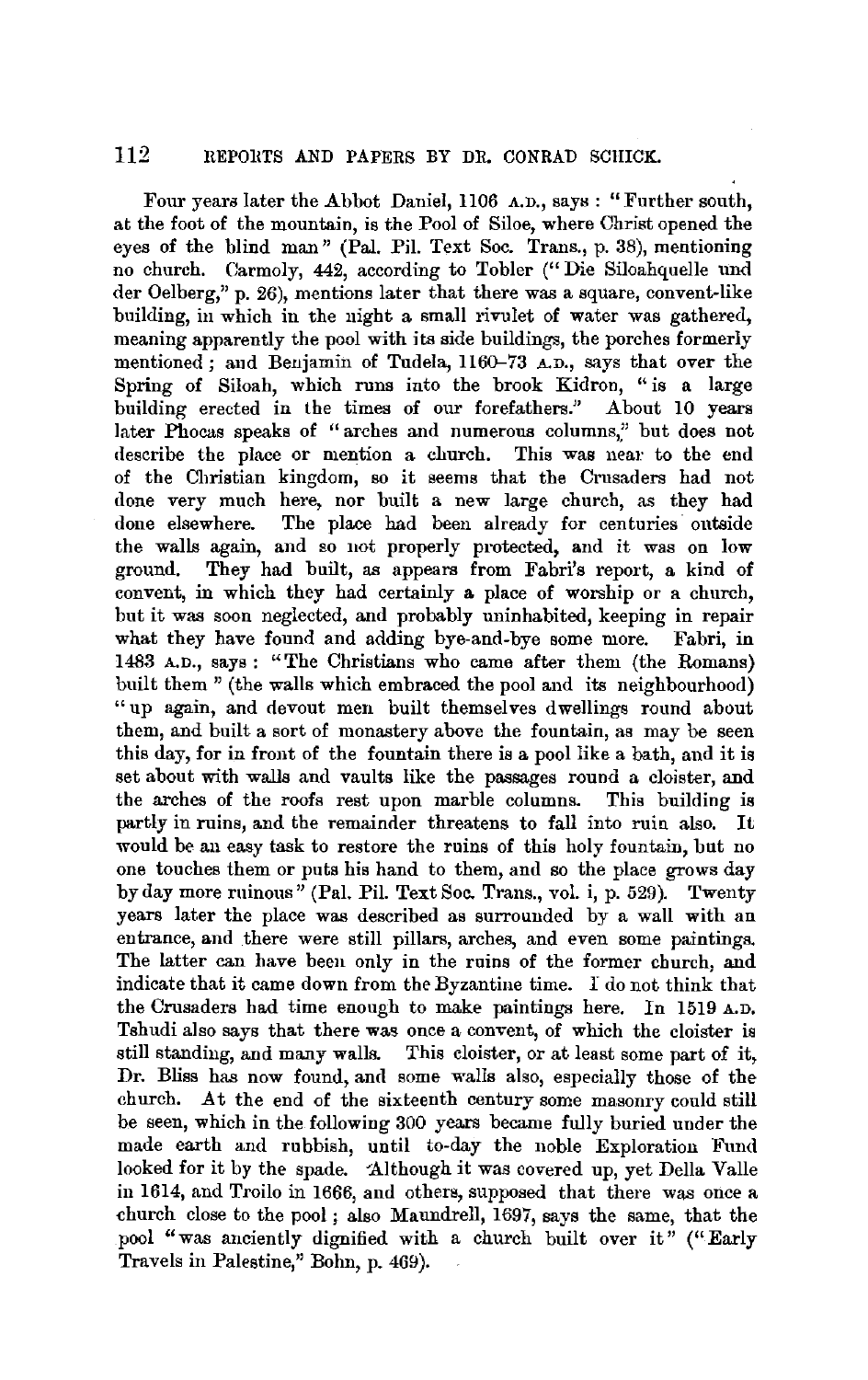Four years later the Abbot Daniel, 1106 A.D., says: "Further south, at the foot of the mountain, is the Pool of Siloe, where Christ opened the eyes of the blind man" (Pal. Pil. Text Soc. Trans., p. 38), mentioning no church. Carmoly, 442, according to Tobler ("Die Siloahquelle und der Oelberg," p. 26), mentions later that there was a square, convent-like building, in which in the night a small rivulet of water was gathered, meaning apparently the pool with its side buildings, the porches formerly mentioned; and Benjamin of Tudela, 1160–73 A.D., says that over the Spring of Siloah, which runs into the brook Kidron, "is a large building erected in the times of our forefathers." About 10 years later Phocas speaks of "arches and numerous columns," but does not describe the place or mention a church. This was near to the end of the Christian kingdom, so it seems that the Crusaders had not done very much here, nor built a new large church, as they had done elsewhere. The place had been already for centuries outside the walls again, and so not properly protected, and it was on low ground. They had built, as appears from Fabri's report, a kind of convent, in which they had certainly a place of worship or a church, but it was soon neglected, and probably uninhabited, keeping in repair what they have found and adding bye-and-bye some more. Fabri, in 1483 A.D., says: "The Christians who came after them (the Romans) built them" (the walls which embraced the pool and its neighbourhood) "up again, and devout men built themselves dwellings round about them, and built a sort of monastery above the fountain, as may be seen this day, for in front of the fountain there is a pool like a bath, and it is set about with walls and vaults like the passages round a cloister, and the arches of the roofs rest upon marble columns. This building is partly in ruins, and the remainder threatens to fall into ruin also. It would be an easy task to restore the ruins of this holy fountain, but no one touches them or puts his hand to them, and so the place grows day by day more ruinous" (Pal. Pil. Text Soc. Trans., vol. i, p. 529). Twenty years later the place was described as surrounded by a wall with an entrance, and there were still pillars, arches, and even some paintings. The latter can have been only in the ruins of the former church, and indicate that it came down from the Byzantine time. I do not think that the Crusaders had time enough to make paintings here. In 1519 A.D. Tshudi also says that there was once a convent, of which the cloister is still standing, and many walls. This cloister, or at least some part of it, Dr. Bliss has now found, and some walls also, especially those of the church. At the end of the sixteenth century some masonry could still be seen, which in the following 300 years became fully buried under the made earth and rubbish, until to-day the noble Exploration Fund looked for it by the spade. Although it was covered up, yet Della Valle in 1614, and Troilo in 1666, and others, supposed that there was once a church close to the pool; also Maundrell, 1697, says the same, that the pool "was anciently dignified with a church built over it" ("Early Travels in Palestine," Bohn, p. 469).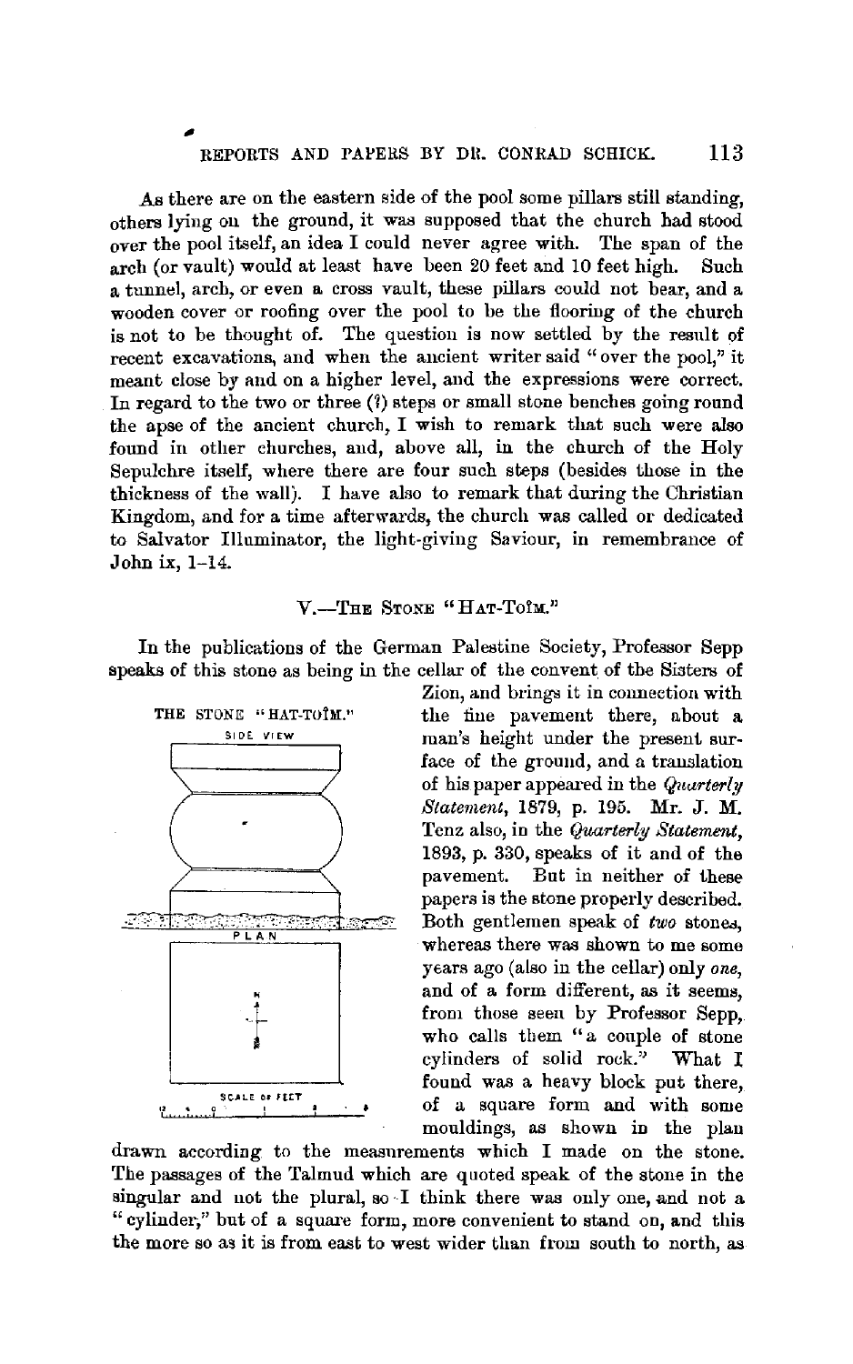As there are on the eastern side of the pool some pillars still standing, others lying on the ground, it was supposed that the church had stood over the pool itself, an idea I could never agree with. The span of the arch (or vault) would at least have been 20 feet and 10 feet high. Such a tunnel, arch, or even a cross vault, these pillars could not bear, and a wooden cover or roofing over the pool to be the flooring of the church is not to be thought of. The question is now settled by the result of recent excavations, and when the ancient writer said "over the pool," it meant close by and on a higher level, and the expressions were correct. In regard to the two or three (?) steps or small stone benches going round the apse of the ancient church, I wish to remark that such were also found in other churches, and, above all, in the church of the Holy Sepulchre itself, where there are four such steps (besides those in the thickness of the wall). I have also to remark that during the Christian Kingdom, and for a time afterwards, the church was called or dedicated to Salvator Illuminator, the light-giving Saviour, in remembrance of John ix, 1–14.

## V.—The Stone "Hat-Toîm."

In the publications of the German Palestine Society, Professor Sepp speaks of this stone as being in the cellar of the convent of the Sisters of Zion, and brings it in connection with the fine pavement there, about a man's height under the present surface of the ground, and a translation of his paper appeared in the *Quarterly Statement*, 1879, p. 195. Mr. J. M. Tenz also, in the *Quarterly Statement*, 1893, p. 330, speaks of it and of the pavement. But in neither of these papers is the stone properly described. Both gentlemen speak of *two* stones, whereas there was shown to me some years ago (also in the cellar) only *one*, and of a form different, as it seems, from those seen by Professor Sepp, who calls them "a couple of stone cylinders of solid rock." What I found was a heavy block put there, of a square form and with some mouldings, as shown in the plan

THE STONE "HAT-TOÎM."

SIDE VIEW

PLAN

SCALE OF FEET

drawn according to the measurements which I made on the stone. The passages of the Talmud which are quoted speak of the stone in the singular and not the plural, so I think there was only one, and not a "cylinder," but of a square form, more convenient to stand on, and this the more so as it is from east to west wider than from south to north, as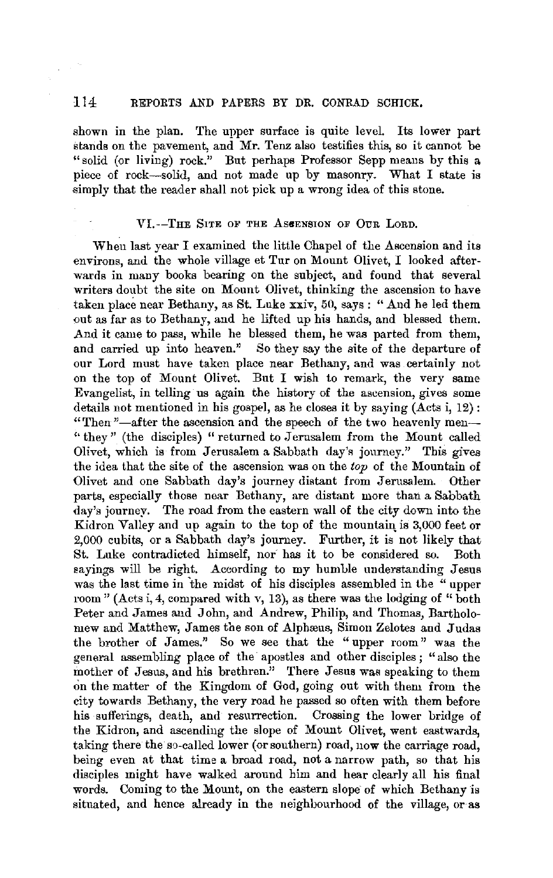shown in the plan. The upper surface is quite level. Its lower part stands on the pavement, and Mr. Tenz also testifies this, so it cannot be "solid (or living) rock." But perhaps Professor Sepp means by this a piece of rock—solid, and not made up by masonry. What I state is simply that the reader shall not pick up a wrong idea of this stone.

## VI.—The Site of the Ascension of Our Lord.

When last year I examined the little Chapel of the Ascension and its environs, and the whole village et Tur on Mount Olivet, I looked afterwards in many books bearing on the subject, and found that several writers doubt the site on Mount Olivet, thinking the ascension to have taken place near Bethany, as St. Luke xxiv, 50, says: "And he led them out as far as to Bethany, and he lifted up his hands, and blessed them. And it came to pass, while he blessed them, he was parted from them, and carried up into heaven." So they say the site of the departure of our Lord must have taken place near Bethany, and was certainly not on the top of Mount Olivet. But I wish to remark, the very same Evangelist, in telling us again the history of the ascension, gives some details not mentioned in his gospel, as he closes it by saying (Acts i, 12): "Then"—after the ascension and the speech of the two heavenly men—"they" (the disciples) "returned to Jerusalem from the Mount called Olivet, which is from Jerusalem a Sabbath day's journey." This gives the idea that the site of the ascension was on the *top* of the Mountain of Olivet and one Sabbath day's journey distant from Jerusalem. Other parts, especially those near Bethany, are distant more than a Sabbath day's journey. The road from the eastern wall of the city down into the Kidron Valley and up again to the top of the mountain is 3,000 feet or 2,000 cubits, or a Sabbath day's journey. Further, it is not likely that St. Luke contradicted himself, nor has it to be considered so. Both sayings will be right. According to my humble understanding Jesus was the last time in the midst of his disciples assembled in the "upper room" (Acts i, 4, compared with v, 13), as there was the lodging of "both Peter and James and John, and Andrew, Philip, and Thomas, Bartholomew and Matthew, James the son of Alphæus, Simon Zelotes and Judas the brother of James." So we see that the "upper room" was the general assembling place of the apostles and other disciples; "also the mother of Jesus, and his brethren." There Jesus was speaking to them on the matter of the Kingdom of God, going out with them from the city towards Bethany, the very road he passed so often with them before his sufferings, death, and resurrection. Crossing the lower bridge of the Kidron, and ascending the slope of Mount Olivet, went eastwards, taking there the so-called lower (or southern) road, now the carriage road, being even at that time a broad road, not a narrow path, so that his disciples might have walked around him and hear clearly all his final words. Coming to the Mount, on the eastern slope of which Bethany is situated, and hence already in the neighbourhood of the village, or as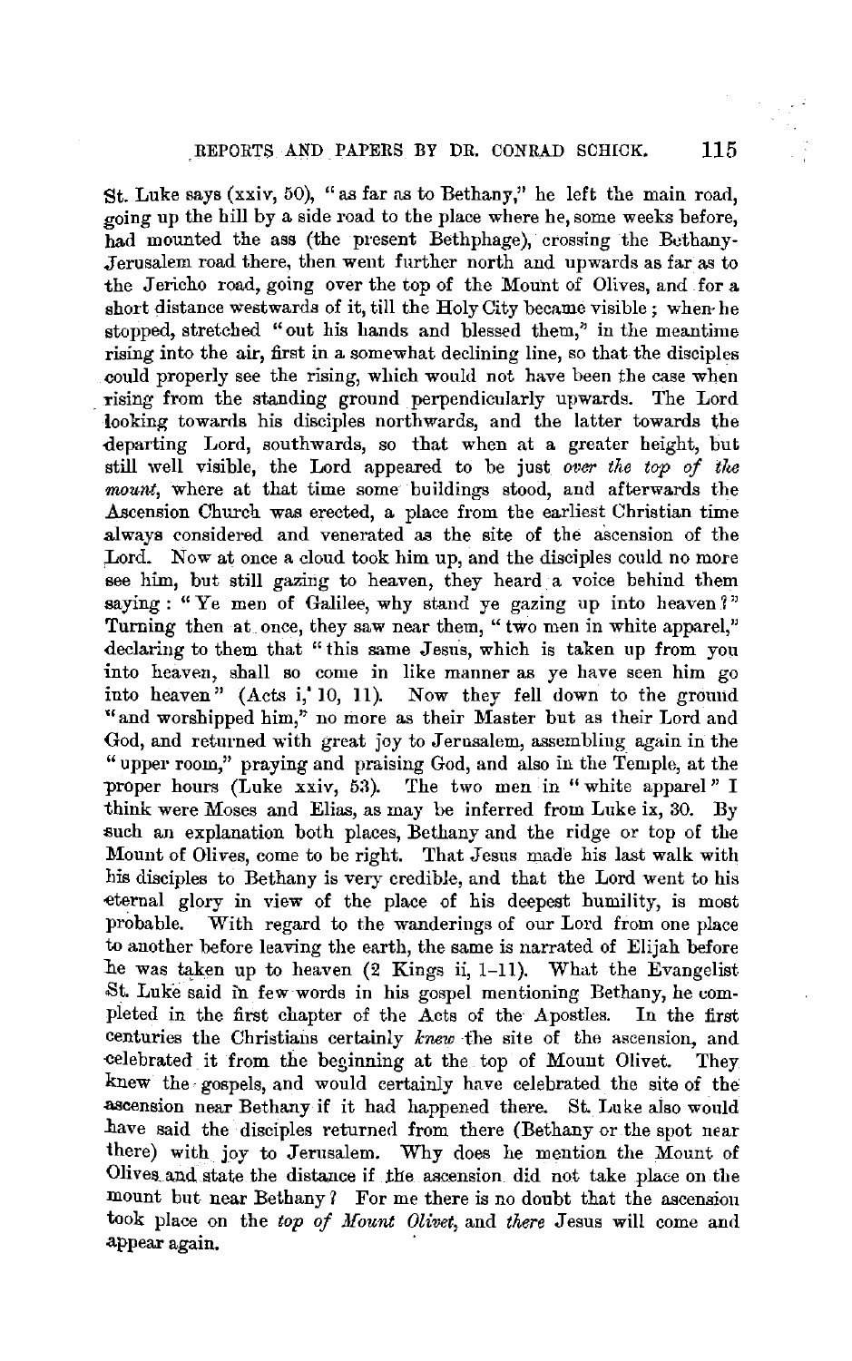St. Luke says (xxiv, 50), "as far as to Bethany," he left the main road, going up the hill by a side road to the place where he, some weeks before, had mounted the ass (the present Bethphage), crossing the Bethany-Jerusalem road there, then went further north and upwards as far as to the Jericho road, going over the top of the Mount of Olives, and for a short distance westwards of it, till the Holy City became visible; when he stopped, stretched "out his hands and blessed them," in the meantime rising into the air, first in a somewhat declining line, so that the disciples could properly see the rising, which would not have been the case when rising from the standing ground perpendicularly upwards. The Lord looking towards his disciples northwards, and the latter towards the departing Lord, southwards, so that when at a greater height, but still well visible, the Lord appeared to be just *over the top of the mount*, where at that time some buildings stood, and afterwards the Ascension Church was erected, a place from the earliest Christian time always considered and venerated as the site of the ascension of the Lord. Now at once a cloud took him up, and the disciples could no more see him, but still gazing to heaven, they heard a voice behind them saying: "Ye men of Galilee, why stand ye gazing up into heaven?" Turning then at once, they saw near them, "two men in white apparel," declaring to them that "this same Jesus, which is taken up from you into heaven, shall so come in like manner as ye have seen him go into heaven" (Acts i, 10, 11). Now they fell down to the ground "and worshipped him," no more as their Master but as their Lord and God, and returned with great joy to Jerusalem, assembling again in the "upper room," praying and praising God, and also in the Temple, at the proper hours (Luke xxiv, 53). The two men in "white apparel" I think were Moses and Elias, as may be inferred from Luke ix, 30. By such an explanation both places, Bethany and the ridge or top of the Mount of Olives, come to be right. That Jesus made his last walk with his disciples to Bethany is very credible, and that the Lord went to his eternal glory in view of the place of his deepest humility, is most probable. With regard to the wanderings of our Lord from one place to another before leaving the earth, the same is narrated of Elijah before he was taken up to heaven (2 Kings ii, 1–11). What the Evangelist St. Luke said in few words in his gospel mentioning Bethany, he completed in the first chapter of the Acts of the Apostles. In the first centuries the Christians certainly *knew* the site of the ascension, and celebrated it from the beginning at the top of Mount Olivet. They knew the gospels, and would certainly have celebrated the site of the ascension near Bethany if it had happened there. St. Luke also would have said the disciples returned from there (Bethany or the spot near there) with joy to Jerusalem. Why does he mention the Mount of Olives and state the distance if the ascension did not take place on the mount but near Bethany? For me there is no doubt that the ascension took place on the *top of Mount Olivet*, and *there* Jesus will come and appear again.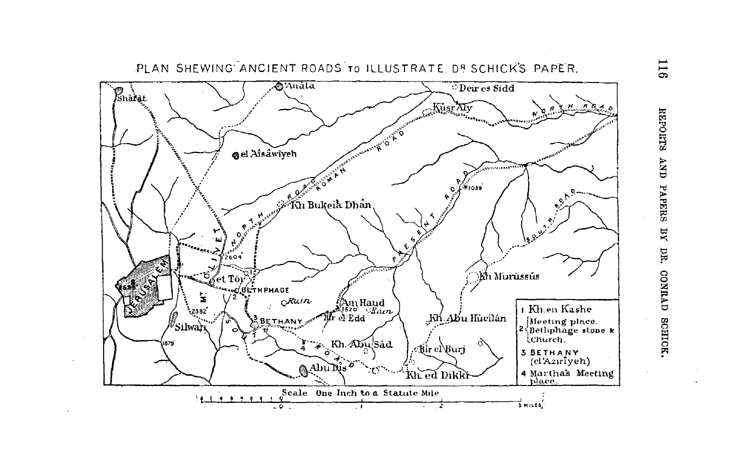PLAN SHEWING ANCIENT ROADS TO ILLUSTRATE DR SCHICK'S PAPER.

1 Kh. en Kashe

2 Meeting place. Bethphage stone & Church.

3 BETHANY (el'Azirîyeh)

4 Martha's Meeting place.

Scale One Inch to a Statute Mile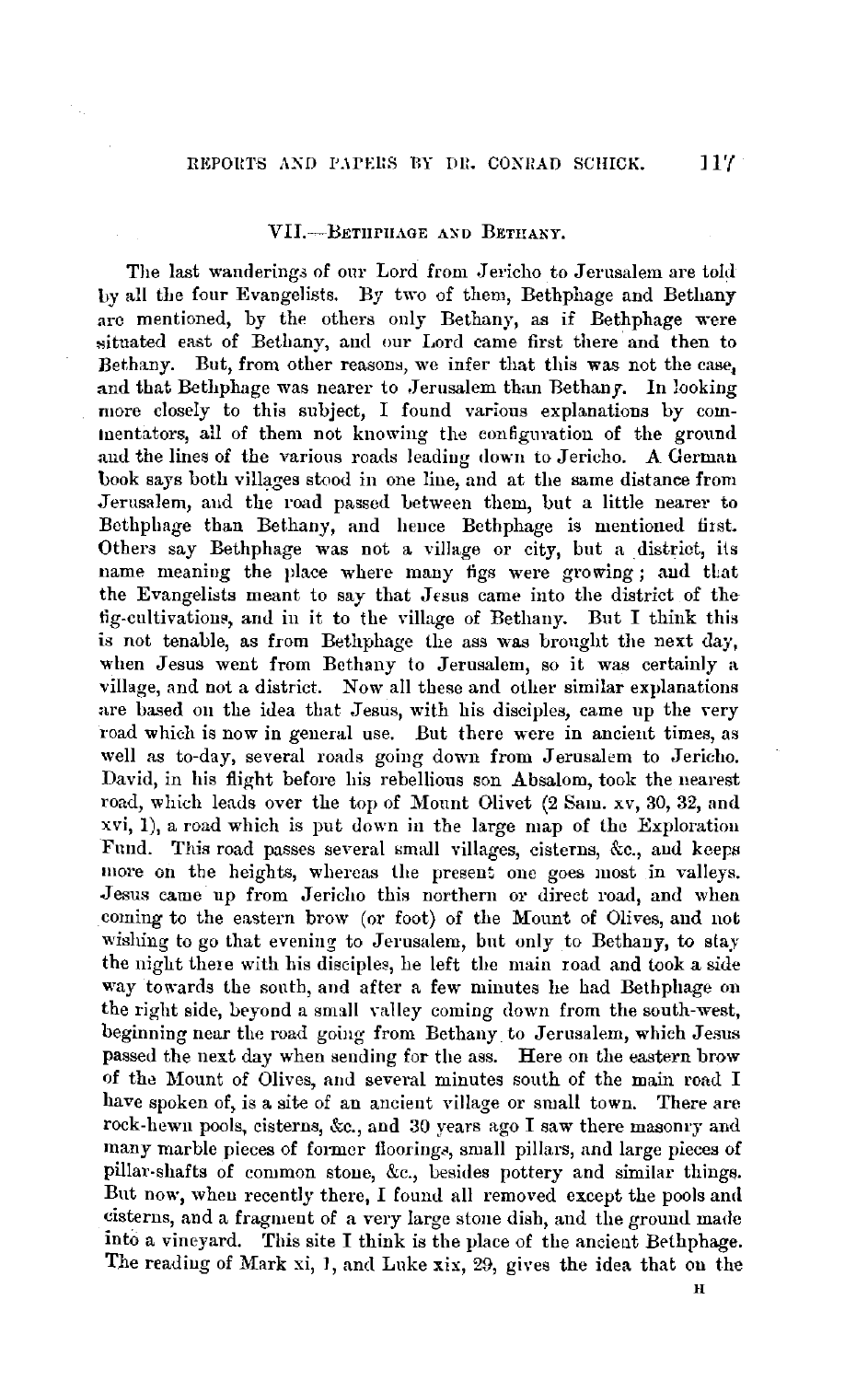## VII.—Bethphage and Bethany.

The last wanderings of our Lord from Jericho to Jerusalem are told by all the four Evangelists. By two of them, Bethphage and Bethany are mentioned, by the others only Bethany, as if Bethphage were situated east of Bethany, and our Lord came first there and then to Bethany. But, from other reasons, we infer that this was not the case, and that Bethphage was nearer to Jerusalem than Bethany. In looking more closely to this subject, I found various explanations by commentators, all of them not knowing the configuration of the ground and the lines of the various roads leading down to Jericho. A German book says both villages stood in one line, and at the same distance from Jerusalem, and the road passed between them, but a little nearer to Bethphage than Bethany, and hence Bethphage is mentioned first. Others say Bethphage was not a village or city, but a district, its name meaning the place where many figs were growing; and that the Evangelists meant to say that Jesus came into the district of the fig-cultivations, and in it to the village of Bethany. But I think this is not tenable, as from Bethphage the ass was brought the next day, when Jesus went from Bethany to Jerusalem, so it was certainly a village, and not a district. Now all these and other similar explanations are based on the idea that Jesus, with his disciples, came up the very road which is now in general use. But there were in ancient times, as well as to-day, several roads going down from Jerusalem to Jericho. David, in his flight before his rebellious son Absalom, took the nearest road, which leads over the top of Mount Olivet (2 Sam. xv, 30, 32, and xvi, 1), a road which is put down in the large map of the Exploration Fund. This road passes several small villages, cisterns, &c., and keeps more on the heights, whereas the present one goes most in valleys. Jesus came up from Jericho this northern or direct road, and when coming to the eastern brow (or foot) of the Mount of Olives, and not wishing to go that evening to Jerusalem, but only to Bethany, to stay the night there with his disciples, he left the main road and took a side way towards the south, and after a few minutes he had Bethphage on the right side, beyond a small valley coming down from the south-west, beginning near the road going from Bethany to Jerusalem, which Jesus passed the next day when sending for the ass. Here on the eastern brow of the Mount of Olives, and several minutes south of the main road I have spoken of, is a site of an ancient village or small town. There are rock-hewn pools, cisterns, &c., and 30 years ago I saw there masonry and many marble pieces of former floorings, small pillars, and large pieces of pillar-shafts of common stone, &c., besides pottery and similar things. But now, when recently there, I found all removed except the pools and cisterns, and a fragment of a very large stone dish, and the ground made into a vineyard. This site I think is the place of the ancient Bethphage. The reading of Mark xi, 1, and Luke xix, 29, gives the idea that on the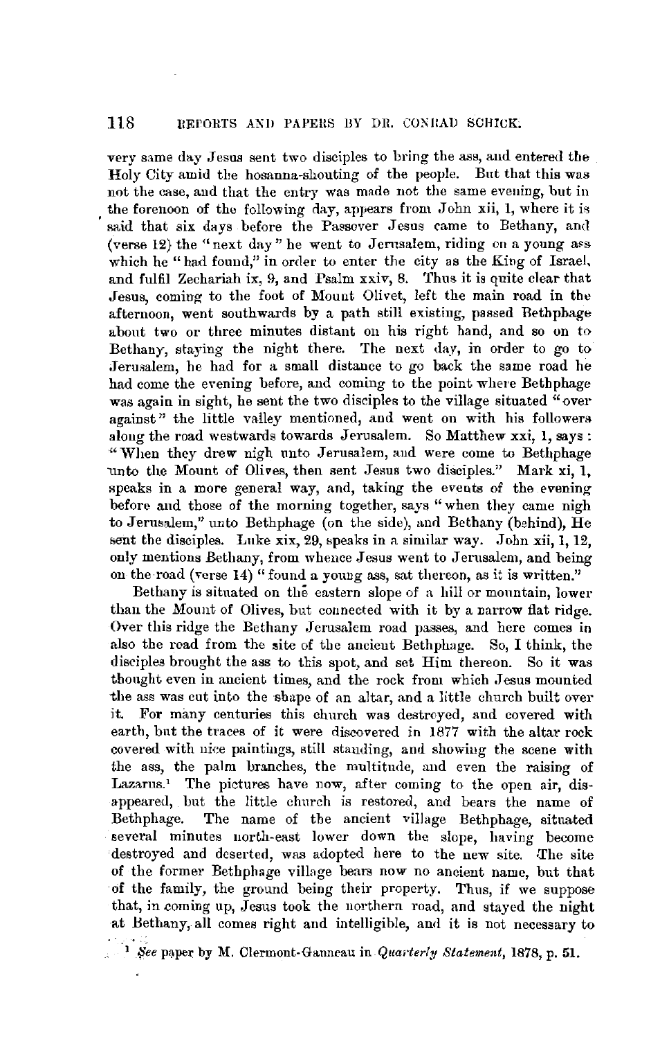very same day Jesus sent two disciples to bring the ass, and entered the Holy City amid the hosanna-shouting of the people. But that this was not the case, and that the entry was made not the same evening, but in the forenoon of the following day, appears from John xii, 1, where it is said that six days before the Passover Jesus came to Bethany, and (verse 12) the "next day" he went to Jerusalem, riding on a young ass which he "had found," in order to enter the city as the King of Israel, and fulfil Zechariah ix, 9, and Psalm xxiv, 8. Thus it is quite clear that Jesus, coming to the foot of Mount Olivet, left the main road in the afternoon, went southwards by a path still existing, passed Bethphage about two or three minutes distant on his right hand, and so on to Bethany, staying the night there. The next day, in order to go to Jerusalem, he had for a small distance to go back the same road he had come the evening before, and coming to the point where Bethphage was again in sight, he sent the two disciples to the village situated "over against" the little valley mentioned, and went on with his followers along the road westwards towards Jerusalem. So Matthew xxi, 1, says: "When they drew nigh unto Jerusalem, and were come to Bethphage unto the Mount of Olives, then sent Jesus two disciples." Mark xi, 1, speaks in a more general way, and, taking the events of the evening before and those of the morning together, says "when they came nigh to Jerusalem," unto Bethphage (on the side), and Bethany (behind), He sent the disciples. Luke xix, 29, speaks in a similar way. John xii, 1, 12, only mentions Bethany, from whence Jesus went to Jerusalem, and being on the road (verse 14) "found a young ass, sat thereon, as it is written."

Bethany is situated on the eastern slope of a hill or mountain, lower than the Mount of Olives, but connected with it by a narrow flat ridge. Over this ridge the Bethany Jerusalem road passes, and here comes in also the road from the site of the ancient Bethphage. So, I think, the disciples brought the ass to this spot, and set Him thereon. So it was thought even in ancient times, and the rock from which Jesus mounted the ass was cut into the shape of an altar, and a little church built over it. For many centuries this church was destroyed, and covered with earth, but the traces of it were discovered in 1877 with the altar rock covered with nice paintings, still standing, and showing the scene with the ass, the palm branches, the multitude, and even the raising of Lazarus.[1] The pictures have now, after coming to the open air, disappeared, but the little church is restored, and bears the name of Bethphage. The name of the ancient village Bethphage, situated several minutes north-east lower down the slope, having become destroyed and deserted, was adopted here to the new site. The site of the former Bethphage village bears now no ancient name, but that of the family, the ground being their property. Thus, if we suppose that, in coming up, Jesus took the northern road, and stayed the night at Bethany, all comes right and intelligible, and it is not necessary to

[1] *See* paper by M. Clermont-Ganneau in *Quarterly Statement*, 1878, p. 51.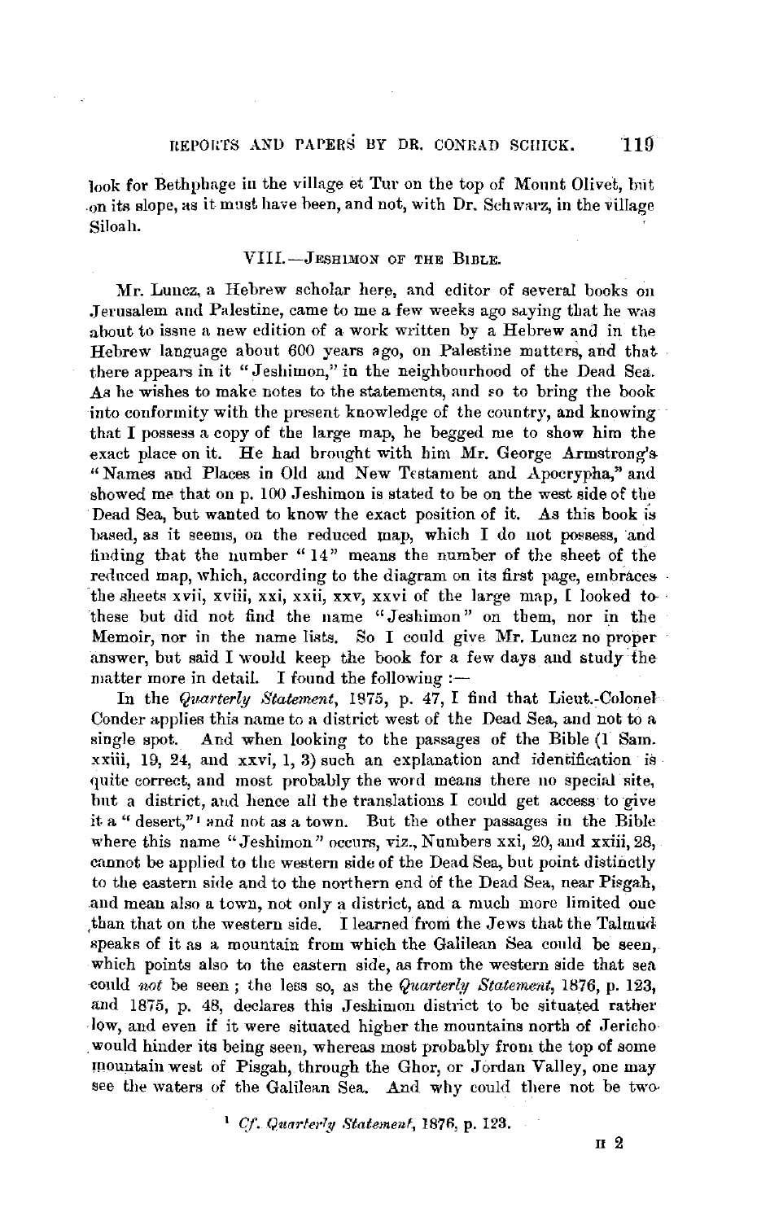look for Bethphage in the village et Tur on the top of Mount Olivet, but on its slope, as it must have been, and not, with Dr. Schwarz, in the village Siloah.

## VIII.—Jeshimon of the Bible.

Mr. Luncz, a Hebrew scholar here, and editor of several books on Jerusalem and Palestine, came to me a few weeks ago saying that he was about to issue a new edition of a work written by a Hebrew and in the Hebrew language about 600 years ago, on Palestine matters, and that there appears in it "Jeshimon," in the neighbourhood of the Dead Sea. As he wishes to make notes to the statements, and so to bring the book into conformity with the present knowledge of the country, and knowing that I possess a copy of the large map, he begged me to show him the exact place on it. He had brought with him Mr. George Armstrong's "Names and Places in Old and New Testament and Apocrypha," and showed me that on p. 100 Jeshimon is stated to be on the west side of the Dead Sea, but wanted to know the exact position of it. As this book is based, as it seems, on the reduced map, which I do not possess, and finding that the number "14" means the number of the sheet of the reduced map, which, according to the diagram on its first page, embraces the sheets xvii, xviii, xxi, xxii, xxv, xxvi of the large map, I looked to these but did not find the name "Jeshimon" on them, nor in the Memoir, nor in the name lists. So I could give Mr. Luncz no proper answer, but said I would keep the book for a few days and study the matter more in detail. I found the following :—

In the *Quarterly Statement*, 1875, p. 47, I find that Lieut.-Colonel Conder applies this name to a district west of the Dead Sea, and not to a single spot. And when looking to the passages of the Bible (1 Sam. xxiii, 19, 24, and xxvi, 1, 3) such an explanation and identification is quite correct, and most probably the word means there no special site, but a district, and hence all the translations I could get access to give it a "desert,"[1] and not as a town. But the other passages in the Bible where this name "Jeshimon" occurs, viz., Numbers xxi, 20, and xxiii, 28, cannot be applied to the western side of the Dead Sea, but point distinctly to the eastern side and to the northern end of the Dead Sea, near Pisgah, and mean also a town, not only a district, and a much more limited one than that on the western side. I learned from the Jews that the Talmud speaks of it as a mountain from which the Galilean Sea could be seen, which points also to the eastern side, as from the western side that sea could *not* be seen ; the less so, as the *Quarterly Statement*, 1876, p. 123, and 1875, p. 48, declares this Jeshimon district to be situated rather low, and even if it were situated higher the mountains north of Jericho would hinder its being seen, whereas most probably from the top of some mountain west of Pisgah, through the Ghor, or Jordan Valley, one may see the waters of the Galilean Sea. And why could there not be two

[1] *Cf. Quarterly Statement*, 1876, p. 123.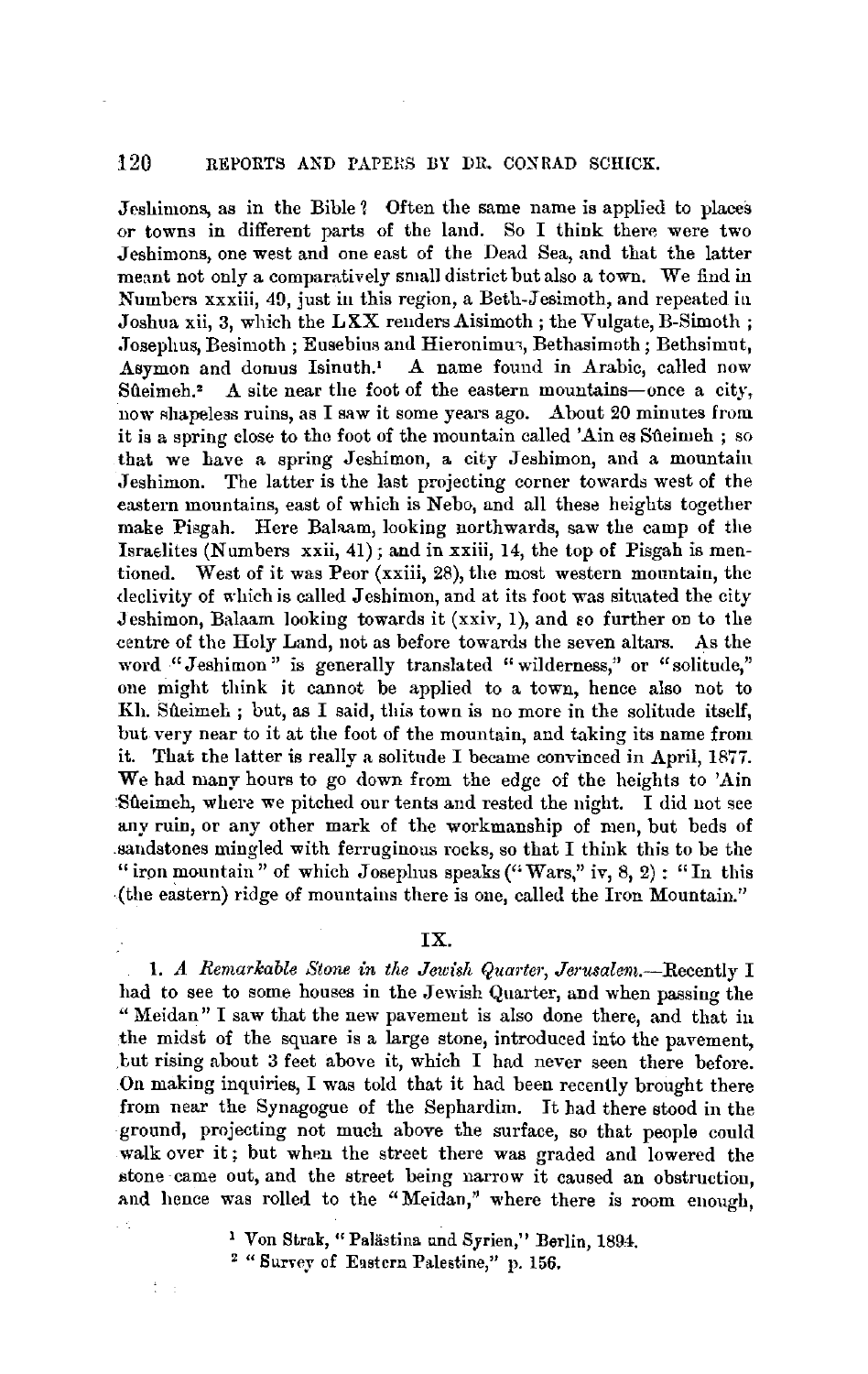Jeshimons, as in the Bible? Often the same name is applied to places or towns in different parts of the land. So I think there were two Jeshimons, one west and one east of the Dead Sea, and that the latter meant not only a comparatively small district but also a town. We find in Numbers xxxiii, 49, just in this region, a Beth-Jesimoth, and repeated in Joshua xii, 3, which the LXX renders Aisimoth; the Vulgate, B-Simoth; Josephus, Besimoth; Eusebius and Hieronimus, Bethasimoth; Bethsimut, Asymon and domus Isinuth.[1] A name found in Arabic, called now Sûeimeh.[2] A site near the foot of the eastern mountains—once a city, now shapeless ruins, as I saw it some years ago. About 20 minutes from it is a spring close to the foot of the mountain called 'Ain es Sûeimeh; so that we have a spring Jeshimon, a city Jeshimon, and a mountain Jeshimon. The latter is the last projecting corner towards west of the eastern mountains, east of which is Nebo, and all these heights together make Pisgah. Here Balaam, looking northwards, saw the camp of the Israelites (Numbers xxii, 41); and in xxiii, 14, the top of Pisgah is mentioned. West of it was Peor (xxiii, 28), the most western mountain, the declivity of which is called Jeshimon, and at its foot was situated the city Jeshimon, Balaam looking towards it (xxiv, 1), and so further on to the centre of the Holy Land, not as before towards the seven altars. As the word "Jeshimon" is generally translated "wilderness," or "solitude," one might think it cannot be applied to a town, hence also not to Kh. Sûeimeh; but, as I said, this town is no more in the solitude itself, but very near to it at the foot of the mountain, and taking its name from it. That the latter is really a solitude I became convinced in April, 1877. We had many hours to go down from the edge of the heights to 'Ain Sûeimeh, where we pitched our tents and rested the night. I did not see any ruin, or any other mark of the workmanship of men, but beds of sandstones mingled with ferruginous rocks, so that I think this to be the "iron mountain" of which Josephus speaks ("Wars," iv, 8, 2): "In this (the eastern) ridge of mountains there is one, called the Iron Mountain."

## IX.

1. *A Remarkable Stone in the Jewish Quarter, Jerusalem.*—Recently I had to see to some houses in the Jewish Quarter, and when passing the "Meidan" I saw that the new pavement is also done there, and that in the midst of the square is a large stone, introduced into the pavement, but rising about 3 feet above it, which I had never seen there before. On making inquiries, I was told that it had been recently brought there from near the Synagogue of the Sephardim. It had there stood in the ground, projecting not much above the surface, so that people could walk over it; but when the street there was graded and lowered the stone came out, and the street being narrow it caused an obstruction, and hence was rolled to the "Meidan," where there is room enough,

[1] Von Strak, "Palästina und Syrien," Berlin, 1894.

[2] "Survey of Eastern Palestine," p. 156.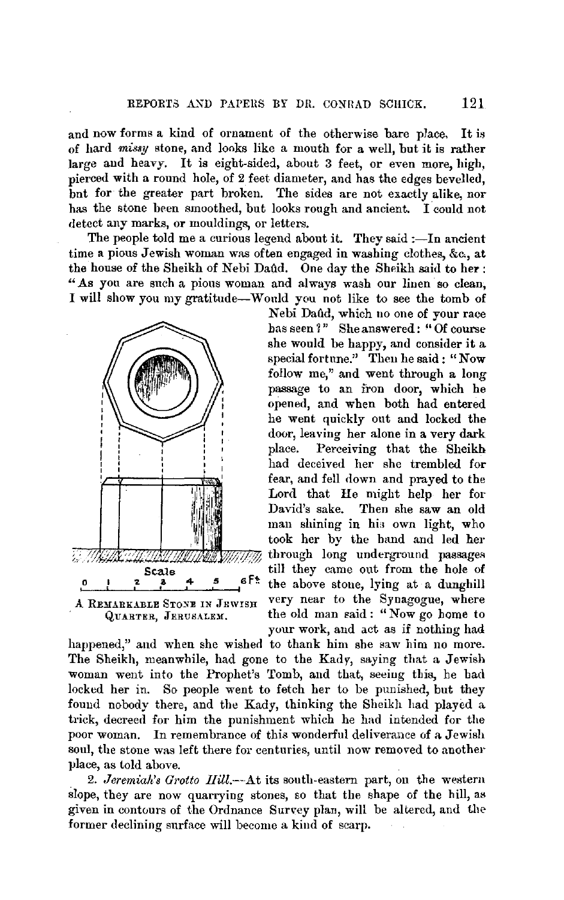and now forms a kind of ornament of the otherwise bare place. It is of hard *missy* stone, and looks like a mouth for a well, but it is rather large and heavy. It is eight-sided, about 3 feet, or even more, high, pierced with a round hole, of 2 feet diameter, and has the edges bevelled, but for the greater part broken. The sides are not exactly alike, nor has the stone been smoothed, but looks rough and ancient. I could not detect any marks, or mouldings, or letters.

The people told me a curious legend about it. They said :—In ancient time a pious Jewish woman was often engaged in washing clothes, &c., at the house of the Sheikh of Nebi Daûd. One day the Sheikh said to her : "As you are such a pious woman and always wash our linen so clean, I will show you my gratitude—Would you not like to see the tomb of Nebi Daûd, which no one of your race has seen ?" She answered : "Of course she would be happy, and consider it a special fortune." Then he said : "Now follow me," and went through a long passage to an iron door, which he opened, and when both had entered he went quickly out and locked the door, leaving her alone in a very dark place. Perceiving that the Sheikh had deceived her she trembled for fear, and fell down and prayed to the Lord that He might help her for David's sake. Then she saw an old man shining in his own light, who took her by the hand and led her through long underground passages till they came out from the hole of the above stone, lying at a dunghill very near to the Synagogue, where the old man said : "Now go home to your work, and act as if nothing had happened," and when she wished to thank him she saw him no more. The Sheikh, meanwhile, had gone to the Kady, saying that a Jewish woman went into the Prophet's Tomb, and that, seeing this, he had locked her in. So people went to fetch her to be punished, but they found nobody there, and the Kady, thinking the Sheikh had played a trick, decreed for him the punishment which he had intended for the poor woman. In remembrance of this wonderful deliverance of a Jewish soul, the stone was left there for centuries, until now removed to another place, as told above.

Scale 0 1 2 3 4 5 6 Ft.

A Remarkable Stone in Jewish Quarter, Jerusalem.

2. *Jeremiah's Grotto Hill.*—At its south-eastern part, on the western slope, they are now quarrying stones, so that the shape of the hill, as given in contours of the Ordnance Survey plan, will be altered, and the former declining surface will become a kind of scarp.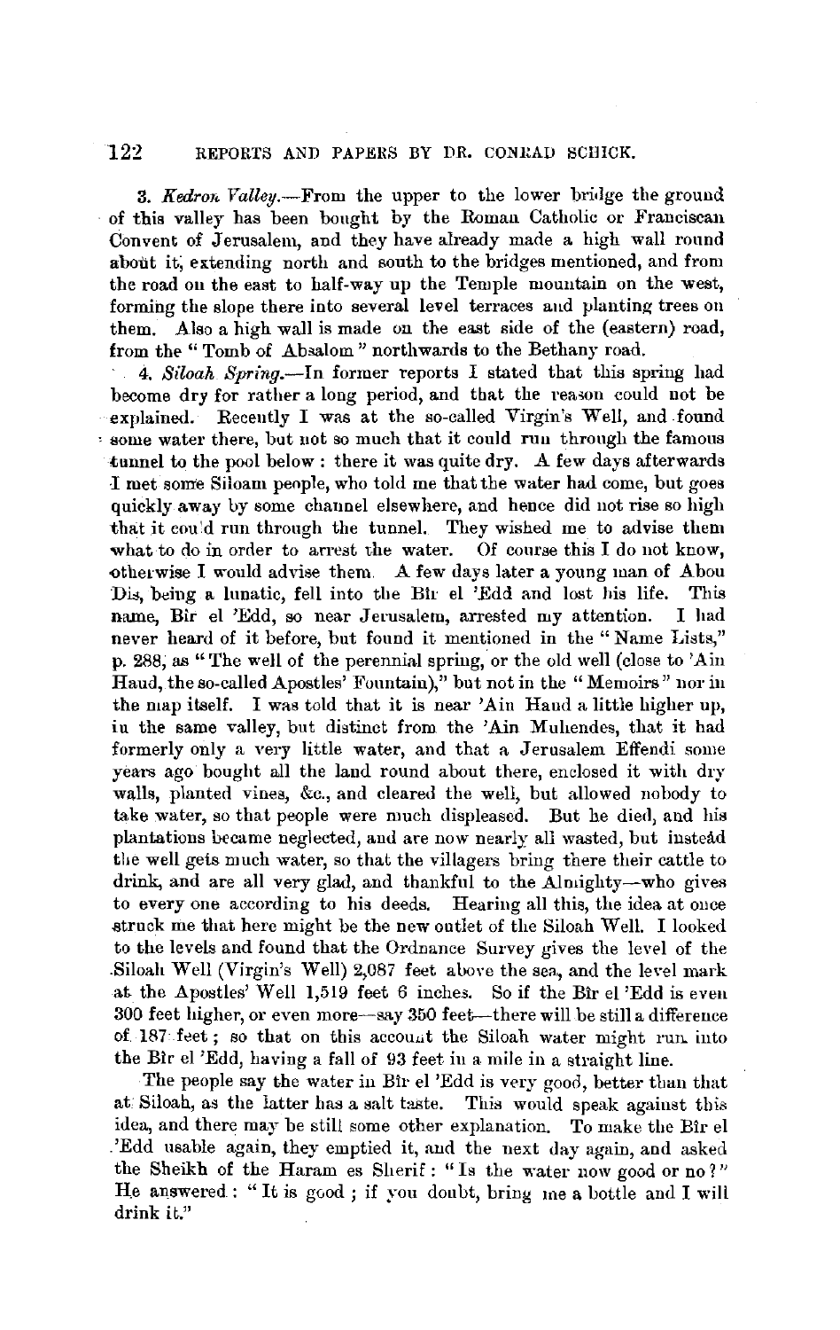3. *Kedron Valley.*—From the upper to the lower bridge the ground of this valley has been bought by the Roman Catholic or Franciscan Convent of Jerusalem, and they have already made a high wall round about it, extending north and south to the bridges mentioned, and from the road on the east to half-way up the Temple mountain on the west, forming the slope there into several level terraces and planting trees on them. Also a high wall is made on the east side of the (eastern) road, from the "Tomb of Absalom" northwards to the Bethany road.

4. *Siloah Spring.*—In former reports I stated that this spring had become dry for rather a long period, and that the reason could not be explained. Recently I was at the so-called Virgin's Well, and found some water there, but not so much that it could run through the famous tunnel to the pool below: there it was quite dry. A few days afterwards I met some Siloam people, who told me that the water had come, but goes quickly away by some channel elsewhere, and hence did not rise so high that it could run through the tunnel. They wished me to advise them what to do in order to arrest the water. Of course this I do not know, otherwise I would advise them. A few days later a young man of Abou Dis, being a lunatic, fell into the Bîr el 'Edd and lost his life. This name, Bîr el 'Edd, so near Jerusalem, arrested my attention. I had never heard of it before, but found it mentioned in the "Name Lists," p. 288, as "The well of the perennial spring, or the old well (close to 'Ain Haud, the so-called Apostles' Fountain)," but not in the "Memoirs" nor in the map itself. I was told that it is near 'Ain Haud a little higher up, in the same valley, but distinct from the 'Ain Muhendes, that it had formerly only a very little water, and that a Jerusalem Effendi some years ago bought all the land round about there, enclosed it with dry walls, planted vines, &c., and cleared the well, but allowed nobody to take water, so that people were much displeased. But he died, and his plantations became neglected, and are now nearly all wasted, but instead the well gets much water, so that the villagers bring there their cattle to drink, and are all very glad, and thankful to the Almighty—who gives to every one according to his deeds. Hearing all this, the idea at once struck me that here might be the new outlet of the Siloah Well. I looked to the levels and found that the Ordnance Survey gives the level of the Siloah Well (Virgin's Well) 2,087 feet above the sea, and the level mark at the Apostles' Well 1,519 feet 6 inches. So if the Bîr el 'Edd is even 300 feet higher, or even more—say 350 feet—there will be still a difference of 187 feet; so that on this account the Siloah water might run into the Bîr el 'Edd, having a fall of 93 feet in a mile in a straight line.

The people say the water in Bîr el 'Edd is very good, better than that at Siloah, as the latter has a salt taste. This would speak against this idea, and there may be still some other explanation. To make the Bîr el 'Edd usable again, they emptied it, and the next day again, and asked the Sheikh of the Haram es Sherif: "Is the water now good or no?" He answered: "It is good; if you doubt, bring me a bottle and I will drink it."